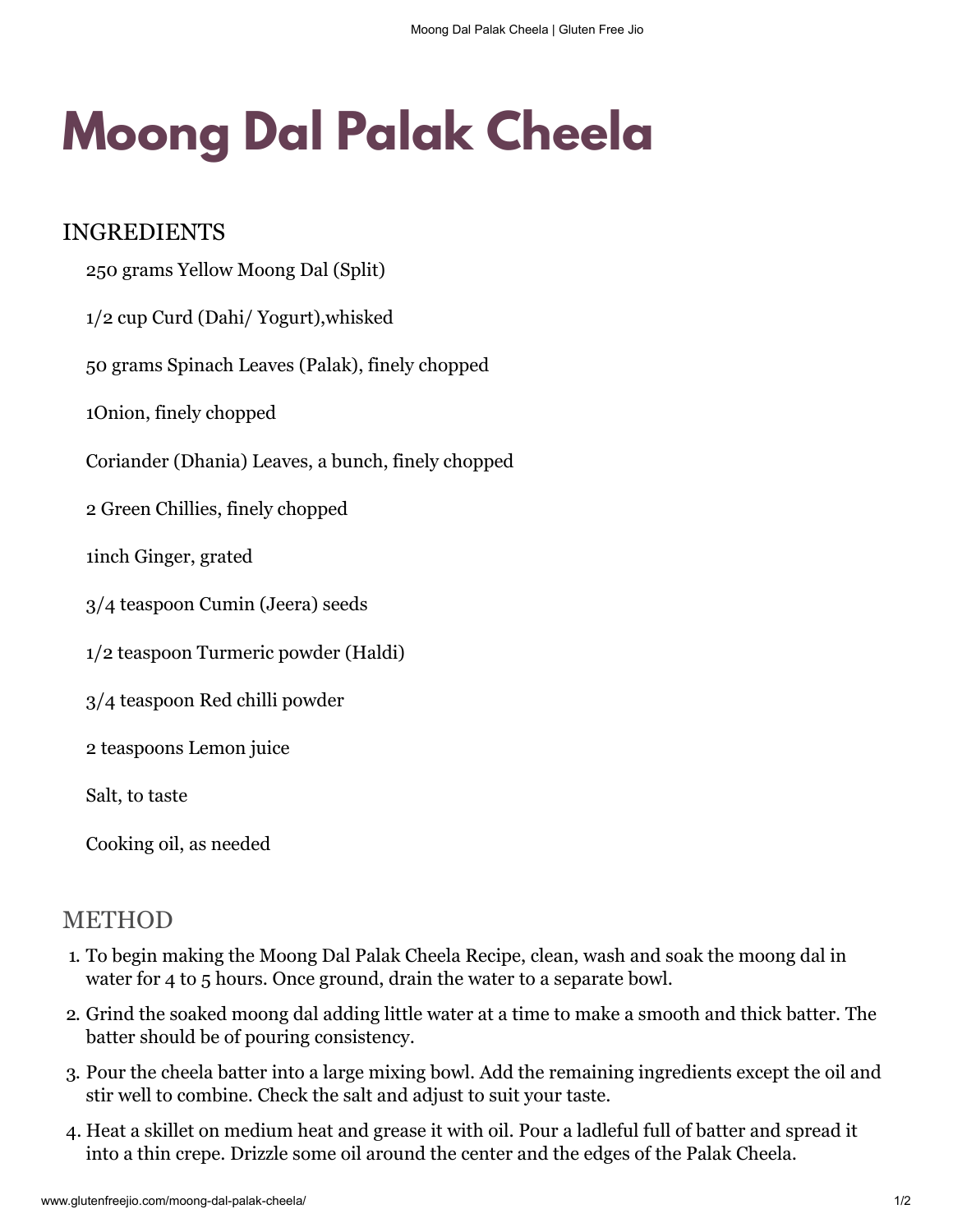# Moong Dal Palak Cheela

## INGREDIENTS

250 grams Yellow Moong Dal (Split)

1/2 cup Curd (Dahi/ Yogurt),whisked

50 grams Spinach Leaves (Palak), finely chopped

1Onion, finely chopped

Coriander (Dhania) Leaves, a bunch, finely chopped

2 Green Chillies, finely chopped

1inch Ginger, grated

3/4 teaspoon Cumin (Jeera) seeds

1/2 teaspoon Turmeric powder (Haldi)

3/4 teaspoon Red chilli powder

2 teaspoons Lemon juice

Salt, to taste

Cooking oil, as needed

## METHOD

1. To begin making the Moong Dal Palak Cheela Recipe, clean, wash and soak the moong dal in water for 4 to 5 hours. Once ground, drain the water to a separate bowl.
2. Grind the soaked moong dal adding little water at a time to make a smooth and thick batter. The batter should be of pouring consistency.
3. Pour the cheela batter into a large mixing bowl. Add the remaining ingredients except the oil and stir well to combine. Check the salt and adjust to suit your taste.
4. Heat a skillet on medium heat and grease it with oil. Pour a ladleful full of batter and spread it into a thin crepe. Drizzle some oil around the center and the edges of the Palak Cheela.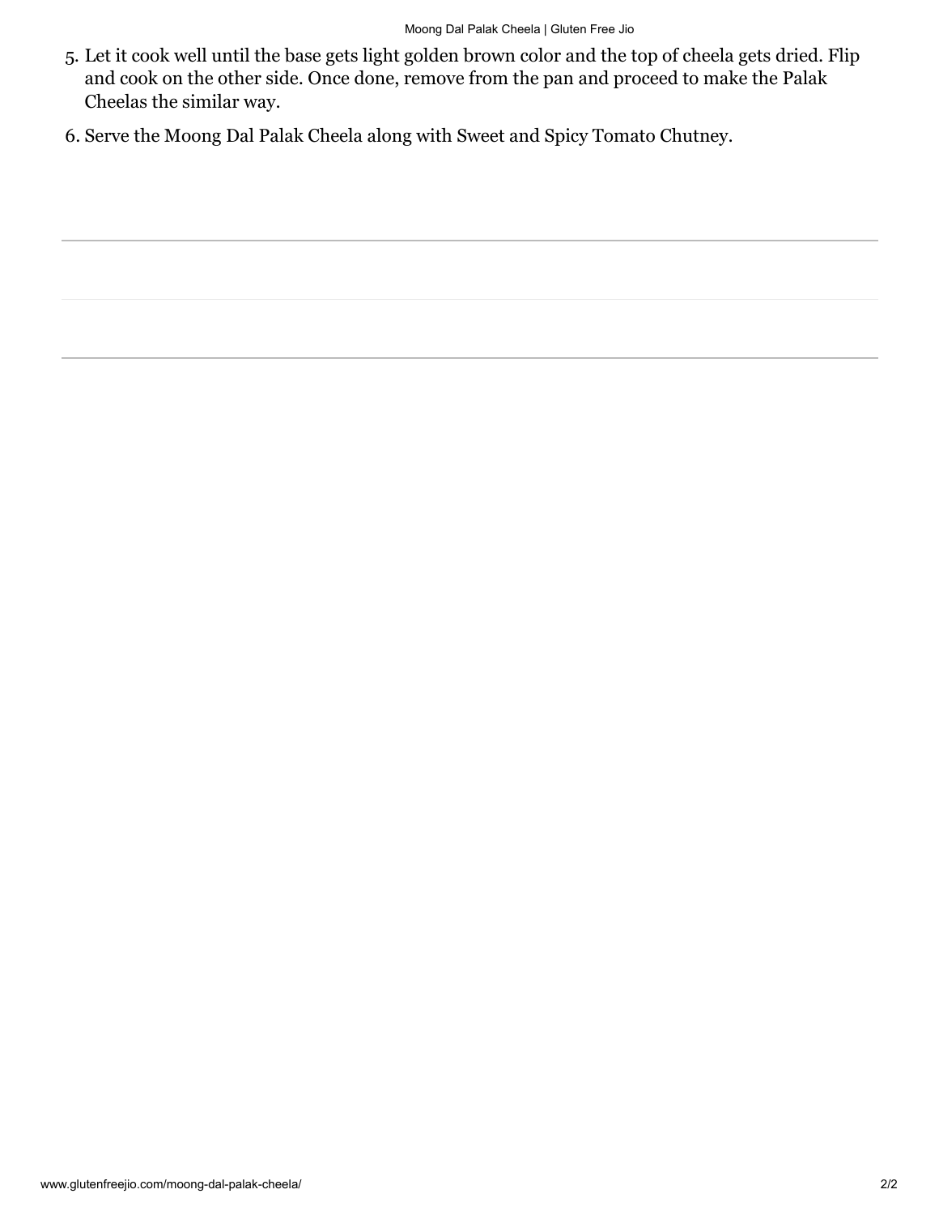5. Let it cook well until the base gets light golden brown color and the top of cheela gets dried. Flip and cook on the other side. Once done, remove from the pan and proceed to make the Palak Cheelas the similar way.
6. Serve the Moong Dal Palak Cheela along with Sweet and Spicy Tomato Chutney.